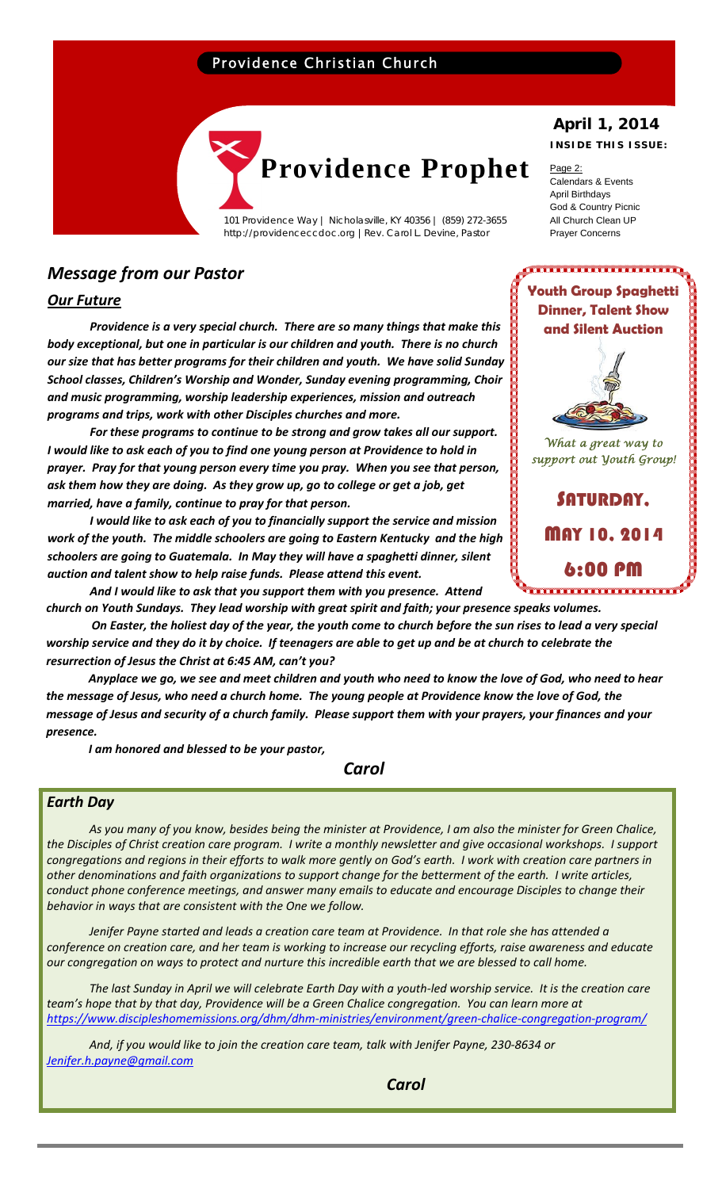Providence Christian Church

# Providence Prophet

101 Providence Way | Nicholasville, KY 40356 | (859) 272-3655
http://providenceccdoc.org | Rev. Carol L. Devine, Pastor

**April 1, 2014**

**INSIDE THIS ISSUE:**

Page 2:
Calendars & Events
April Birthdays
God & Country Picnic
All Church Clean UP
Prayer Concerns

## *Message from our Pastor*

### *Our Future*

***Providence is a very special church. There are so many things that make this body exceptional, but one in particular is our children and youth. There is no church our size that has better programs for their children and youth. We have solid Sunday School classes, Children's Worship and Wonder, Sunday evening programming, Choir and music programming, worship leadership experiences, mission and outreach programs and trips, work with other Disciples churches and more.***

***For these programs to continue to be strong and grow takes all our support. I would like to ask each of you to find one young person at Providence to hold in prayer. Pray for that young person every time you pray. When you see that person, ask them how they are doing. As they grow up, go to college or get a job, get married, have a family, continue to pray for that person.***

***I would like to ask each of you to financially support the service and mission work of the youth. The middle schoolers are going to Eastern Kentucky and the high schoolers are going to Guatemala. In May they will have a spaghetti dinner, silent auction and talent show to help raise funds. Please attend this event.***

***And I would like to ask that you support them with you presence. Attend church on Youth Sundays. They lead worship with great spirit and faith; your presence speaks volumes.***

***On Easter, the holiest day of the year, the youth come to church before the sun rises to lead a very special worship service and they do it by choice. If teenagers are able to get up and be at church to celebrate the resurrection of Jesus the Christ at 6:45 AM, can't you?***

***Anyplace we go, we see and meet children and youth who need to know the love of God, who need to hear the message of Jesus, who need a church home. The young people at Providence know the love of God, the message of Jesus and security of a church family. Please support them with your prayers, your finances and your presence.***

***I am honored and blessed to be your pastor,***

***Carol***

**Youth Group Spaghetti Dinner, Talent Show and Silent Auction**

*What a great way to support out Youth Group!*

**SATURDAY, MAY 10, 2014**

**6:00 PM**

## *Earth Day*

*As you many of you know, besides being the minister at Providence, I am also the minister for Green Chalice, the Disciples of Christ creation care program. I write a monthly newsletter and give occasional workshops. I support congregations and regions in their efforts to walk more gently on God's earth. I work with creation care partners in other denominations and faith organizations to support change for the betterment of the earth. I write articles, conduct phone conference meetings, and answer many emails to educate and encourage Disciples to change their behavior in ways that are consistent with the One we follow.*

*Jenifer Payne started and leads a creation care team at Providence. In that role she has attended a conference on creation care, and her team is working to increase our recycling efforts, raise awareness and educate our congregation on ways to protect and nurture this incredible earth that we are blessed to call home.*

*The last Sunday in April we will celebrate Earth Day with a youth-led worship service. It is the creation care team's hope that by that day, Providence will be a Green Chalice congregation. You can learn more at https://www.discipleshomemissions.org/dhm/dhm-ministries/environment/green-chalice-congregation-program/*

*And, if you would like to join the creation care team, talk with Jenifer Payne, 230-8634 or Jenifer.h.payne@gmail.com*

***Carol***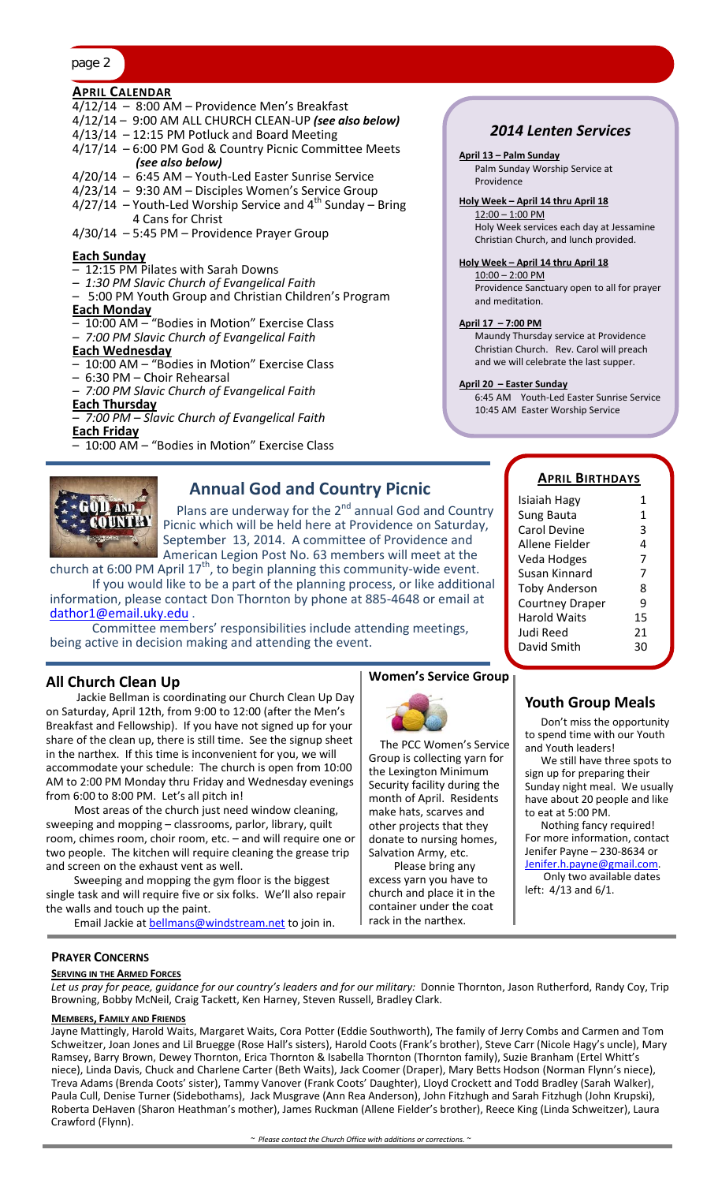## APRIL CALENDAR

4/12/14 – 8:00 AM – Providence Men's Breakfast
4/12/14 – 9:00 AM ALL CHURCH CLEAN-UP *(see also below)*
4/13/14 – 12:15 PM Potluck and Board Meeting
4/17/14 – 6:00 PM God & Country Picnic Committee Meets *(see also below)*
4/20/14 – 6:45 AM – Youth-Led Easter Sunrise Service
4/23/14 – 9:30 AM – Disciples Women's Service Group
4/27/14 – Youth-Led Worship Service and 4th Sunday – Bring 4 Cans for Christ
4/30/14 – 5:45 PM – Providence Prayer Group

### Each Sunday

– 12:15 PM Pilates with Sarah Downs
– *1:30 PM Slavic Church of Evangelical Faith*
– 5:00 PM Youth Group and Christian Children's Program

### Each Monday

– 10:00 AM – "Bodies in Motion" Exercise Class
– *7:00 PM Slavic Church of Evangelical Faith*

### Each Wednesday

– 10:00 AM – "Bodies in Motion" Exercise Class
– 6:30 PM – Choir Rehearsal
– *7:00 PM Slavic Church of Evangelical Faith*

### Each Thursday

– *7:00 PM – Slavic Church of Evangelical Faith*

### Each Friday

– 10:00 AM – "Bodies in Motion" Exercise Class

## *2014 Lenten Services*

**April 13 – Palm Sunday**
Palm Sunday Worship Service at Providence

**Holy Week – April 14 thru April 18**
12:00 – 1:00 PM
Holy Week services each day at Jessamine Christian Church, and lunch provided.

**Holy Week – April 14 thru April 18**
10:00 – 2:00 PM
Providence Sanctuary open to all for prayer and meditation.

**April 17 – 7:00 PM**
Maundy Thursday service at Providence Christian Church. Rev. Carol will preach and we will celebrate the last supper.

**April 20 – Easter Sunday**
6:45 AM Youth-Led Easter Sunrise Service
10:45 AM Easter Worship Service

## Annual God and Country Picnic

Plans are underway for the 2nd annual God and Country Picnic which will be held here at Providence on Saturday, September 13, 2014. A committee of Providence and American Legion Post No. 63 members will meet at the church at 6:00 PM April 17th, to begin planning this community-wide event.

If you would like to be a part of the planning process, or like additional information, please contact Don Thornton by phone at 885-4648 or email at dathor1@email.uky.edu .

Committee members' responsibilities include attending meetings, being active in decision making and attending the event.

## APRIL BIRTHDAYS

| | |
|---|---|
| Isiaiah Hagy | 1 |
| Sung Bauta | 1 |
| Carol Devine | 3 |
| Allene Fielder | 4 |
| Veda Hodges | 7 |
| Susan Kinnard | 7 |
| Toby Anderson | 8 |
| Courtney Draper | 9 |
| Harold Waits | 15 |
| Judi Reed | 21 |
| David Smith | 30 |

## All Church Clean Up

Jackie Bellman is coordinating our Church Clean Up Day on Saturday, April 12th, from 9:00 to 12:00 (after the Men's Breakfast and Fellowship). If you have not signed up for your share of the clean up, there is still time. See the signup sheet in the narthex. If this time is inconvenient for you, we will accommodate your schedule: The church is open from 10:00 AM to 2:00 PM Monday thru Friday and Wednesday evenings from 6:00 to 8:00 PM. Let's all pitch in!

Most areas of the church just need window cleaning, sweeping and mopping – classrooms, parlor, library, quilt room, chimes room, choir room, etc. – and will require one or two people. The kitchen will require cleaning the grease trip and screen on the exhaust vent as well.

Sweeping and mopping the gym floor is the biggest single task and will require five or six folks. We'll also repair the walls and touch up the paint.

Email Jackie at bellmans@windstream.net to join in.

## Women's Service Group

The PCC Women's Service Group is collecting yarn for the Lexington Minimum Security facility during the month of April. Residents make hats, scarves and other projects that they donate to nursing homes, Salvation Army, etc.

Please bring any excess yarn you have to church and place it in the container under the coat rack in the narthex.

## Youth Group Meals

Don't miss the opportunity to spend time with our Youth and Youth leaders!

We still have three spots to sign up for preparing their Sunday night meal. We usually have about 20 people and like to eat at 5:00 PM.

Nothing fancy required! For more information, contact Jenifer Payne – 230-8634 or Jenifer.h.payne@gmail.com.

Only two available dates left: 4/13 and 6/1.

## PRAYER CONCERNS

### SERVING IN THE ARMED FORCES

*Let us pray for peace, guidance for our country's leaders and for our military:* Donnie Thornton, Jason Rutherford, Randy Coy, Trip Browning, Bobby McNeil, Craig Tackett, Ken Harney, Steven Russell, Bradley Clark.

### MEMBERS, FAMILY AND FRIENDS

Jayne Mattingly, Harold Waits, Margaret Waits, Cora Potter (Eddie Southworth), The family of Jerry Combs and Carmen and Tom Schweitzer, Joan Jones and Lil Bruegge (Rose Hall's sisters), Harold Coots (Frank's brother), Steve Carr (Nicole Hagy's uncle), Mary Ramsey, Barry Brown, Dewey Thornton, Erica Thornton & Isabella Thornton (Thornton family), Suzie Branham (Ertel Whitt's niece), Linda Davis, Chuck and Charlene Carter (Beth Waits), Jack Coomer (Draper), Mary Betts Hodson (Norman Flynn's niece), Treva Adams (Brenda Coots' sister), Tammy Vanover (Frank Coots' Daughter), Lloyd Crockett and Todd Bradley (Sarah Walker), Paula Cull, Denise Turner (Sidebothams), Jack Musgrave (Ann Rea Anderson), John Fitzhugh and Sarah Fitzhugh (John Krupski), Roberta DeHaven (Sharon Heathman's mother), James Ruckman (Allene Fielder's brother), Reece King (Linda Schweitzer), Laura Crawford (Flynn).

*~ Please contact the Church Office with additions or corrections. ~*